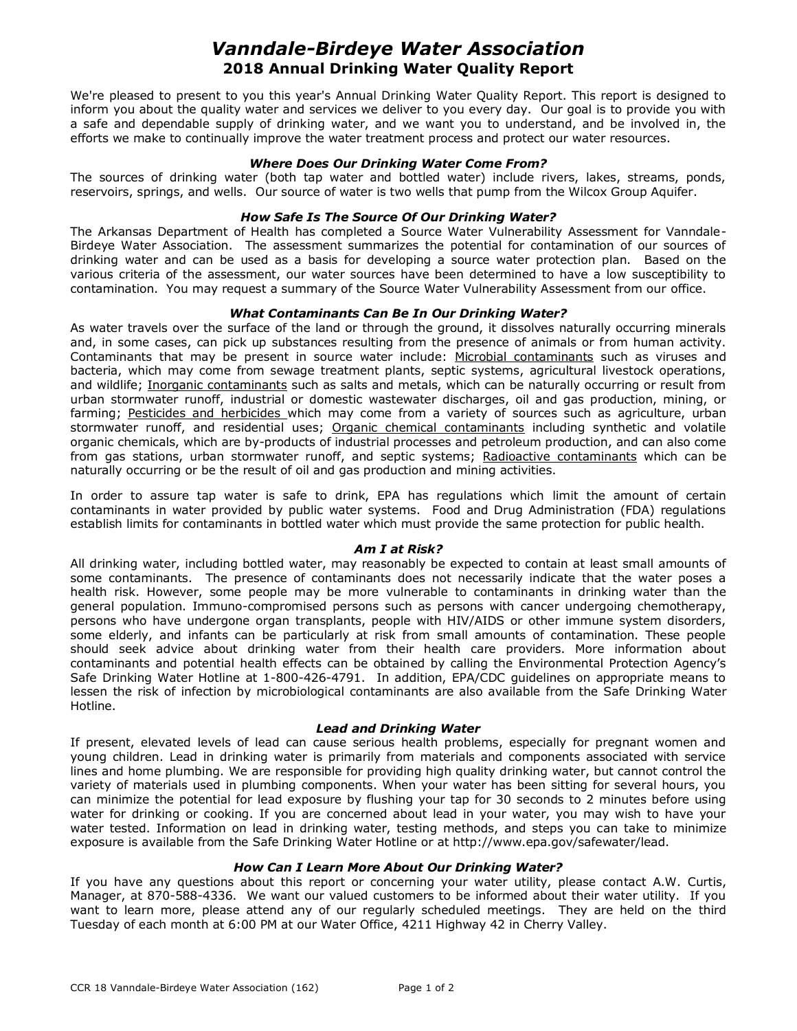# *Vanndale-Birdeye Water Association*

## 2018 Annual Drinking Water Quality Report

We're pleased to present to you this year's Annual Drinking Water Quality Report. This report is designed to inform you about the quality water and services we deliver to you every day. Our goal is to provide you with a safe and dependable supply of drinking water, and we want you to understand, and be involved in, the efforts we make to continually improve the water treatment process and protect our water resources.

### *Where Does Our Drinking Water Come From?*

The sources of drinking water (both tap water and bottled water) include rivers, lakes, streams, ponds, reservoirs, springs, and wells. Our source of water is two wells that pump from the Wilcox Group Aquifer.

### *How Safe Is The Source Of Our Drinking Water?*

The Arkansas Department of Health has completed a Source Water Vulnerability Assessment for Vanndale-Birdeye Water Association. The assessment summarizes the potential for contamination of our sources of drinking water and can be used as a basis for developing a source water protection plan. Based on the various criteria of the assessment, our water sources have been determined to have a low susceptibility to contamination. You may request a summary of the Source Water Vulnerability Assessment from our office.

### *What Contaminants Can Be In Our Drinking Water?*

As water travels over the surface of the land or through the ground, it dissolves naturally occurring minerals and, in some cases, can pick up substances resulting from the presence of animals or from human activity. Contaminants that may be present in source water include: <u>Microbial contaminants</u> such as viruses and bacteria, which may come from sewage treatment plants, septic systems, agricultural livestock operations, and wildlife; <u>Inorganic contaminants</u> such as salts and metals, which can be naturally occurring or result from urban stormwater runoff, industrial or domestic wastewater discharges, oil and gas production, mining, or farming; <u>Pesticides and herbicides</u> which may come from a variety of sources such as agriculture, urban stormwater runoff, and residential uses; <u>Organic chemical contaminants</u> including synthetic and volatile organic chemicals, which are by-products of industrial processes and petroleum production, and can also come from gas stations, urban stormwater runoff, and septic systems; <u>Radioactive contaminants</u> which can be naturally occurring or be the result of oil and gas production and mining activities.

In order to assure tap water is safe to drink, EPA has regulations which limit the amount of certain contaminants in water provided by public water systems. Food and Drug Administration (FDA) regulations establish limits for contaminants in bottled water which must provide the same protection for public health.

### *Am I at Risk?*

All drinking water, including bottled water, may reasonably be expected to contain at least small amounts of some contaminants. The presence of contaminants does not necessarily indicate that the water poses a health risk. However, some people may be more vulnerable to contaminants in drinking water than the general population. Immuno-compromised persons such as persons with cancer undergoing chemotherapy, persons who have undergone organ transplants, people with HIV/AIDS or other immune system disorders, some elderly, and infants can be particularly at risk from small amounts of contamination. These people should seek advice about drinking water from their health care providers. More information about contaminants and potential health effects can be obtained by calling the Environmental Protection Agency's Safe Drinking Water Hotline at 1-800-426-4791. In addition, EPA/CDC guidelines on appropriate means to lessen the risk of infection by microbiological contaminants are also available from the Safe Drinking Water Hotline.

### *Lead and Drinking Water*

If present, elevated levels of lead can cause serious health problems, especially for pregnant women and young children. Lead in drinking water is primarily from materials and components associated with service lines and home plumbing. We are responsible for providing high quality drinking water, but cannot control the variety of materials used in plumbing components. When your water has been sitting for several hours, you can minimize the potential for lead exposure by flushing your tap for 30 seconds to 2 minutes before using water for drinking or cooking. If you are concerned about lead in your water, you may wish to have your water tested. Information on lead in drinking water, testing methods, and steps you can take to minimize exposure is available from the Safe Drinking Water Hotline or at http://www.epa.gov/safewater/lead.

### *How Can I Learn More About Our Drinking Water?*

If you have any questions about this report or concerning your water utility, please contact A.W. Curtis, Manager, at 870-588-4336. We want our valued customers to be informed about their water utility. If you want to learn more, please attend any of our regularly scheduled meetings. They are held on the third Tuesday of each month at 6:00 PM at our Water Office, 4211 Highway 42 in Cherry Valley.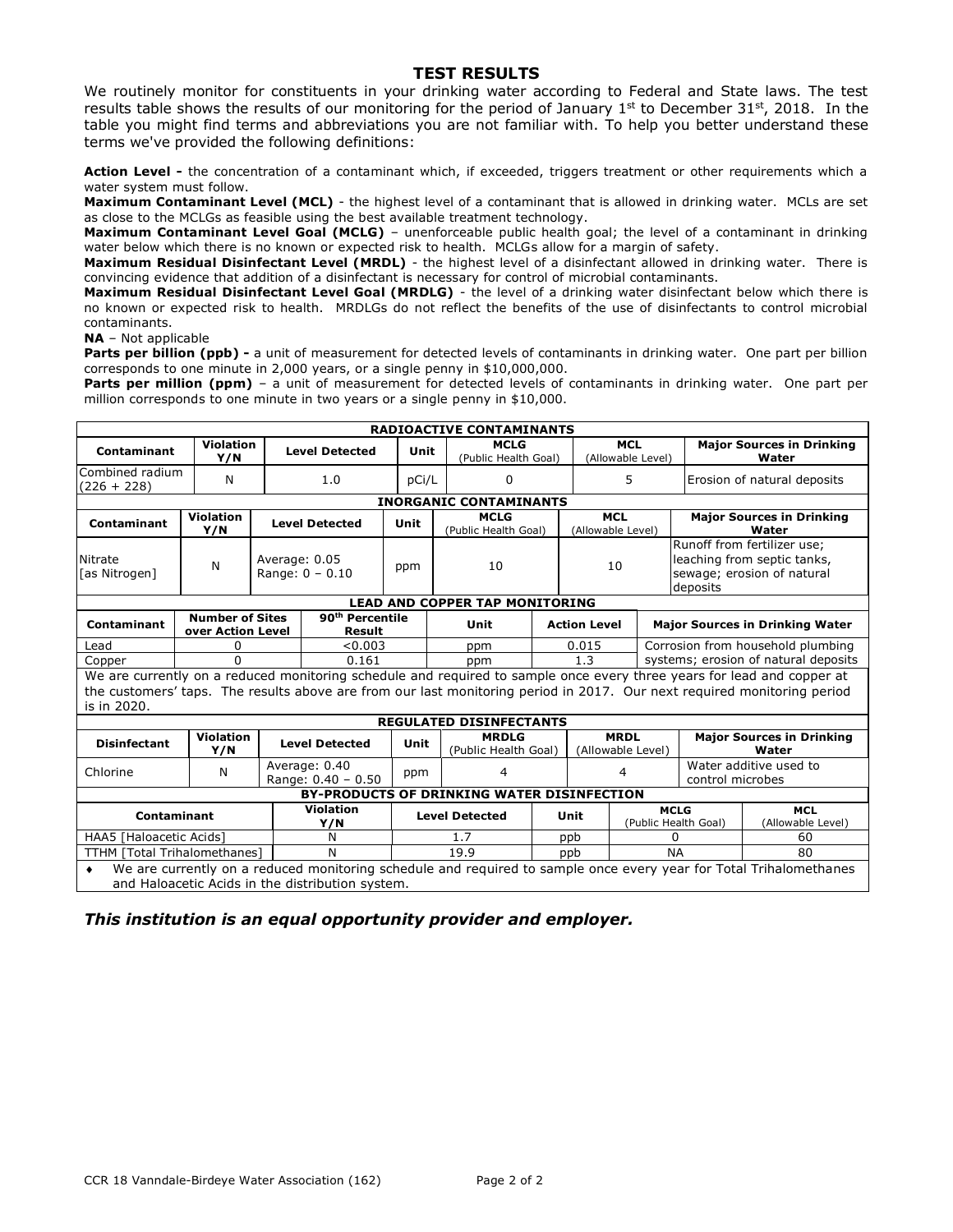# TEST RESULTS

We routinely monitor for constituents in your drinking water according to Federal and State laws. The test results table shows the results of our monitoring for the period of January 1st to December 31st, 2018. In the table you might find terms and abbreviations you are not familiar with. To help you better understand these terms we've provided the following definitions:

**Action Level -** the concentration of a contaminant which, if exceeded, triggers treatment or other requirements which a water system must follow.

**Maximum Contaminant Level (MCL)** - the highest level of a contaminant that is allowed in drinking water. MCLs are set as close to the MCLGs as feasible using the best available treatment technology.

**Maximum Contaminant Level Goal (MCLG)** – unenforceable public health goal; the level of a contaminant in drinking water below which there is no known or expected risk to health. MCLGs allow for a margin of safety.

**Maximum Residual Disinfectant Level (MRDL)** - the highest level of a disinfectant allowed in drinking water. There is convincing evidence that addition of a disinfectant is necessary for control of microbial contaminants.

**Maximum Residual Disinfectant Level Goal (MRDLG)** - the level of a drinking water disinfectant below which there is no known or expected risk to health. MRDLGs do not reflect the benefits of the use of disinfectants to control microbial contaminants.

**NA** – Not applicable

**Parts per billion (ppb) -** a unit of measurement for detected levels of contaminants in drinking water. One part per billion corresponds to one minute in 2,000 years, or a single penny in $10,000,000.

**Parts per million (ppm)** – a unit of measurement for detected levels of contaminants in drinking water. One part per million corresponds to one minute in two years or a single penny in $10,000.

**RADIOACTIVE CONTAMINANTS**

| Contaminant | Violation Y/N | Level Detected | Unit | MCLG (Public Health Goal) | MCL (Allowable Level) | Major Sources in Drinking Water |
|---|---|---|---|---|---|---|
| Combined radium (226 + 228) | N | 1.0 | pCi/L | 0 | 5 | Erosion of natural deposits |

**INORGANIC CONTAMINANTS**

| Contaminant | Violation Y/N | Level Detected | Unit | MCLG (Public Health Goal) | MCL (Allowable Level) | Major Sources in Drinking Water |
|---|---|---|---|---|---|---|
| Nitrate [as Nitrogen] | N | Average: 0.05<br>Range: 0 – 0.10 | ppm | 10 | 10 | Runoff from fertilizer use; leaching from septic tanks, sewage; erosion of natural deposits |

**LEAD AND COPPER TAP MONITORING**

| Contaminant | Number of Sites over Action Level | 90th Percentile Result | Unit | Action Level | Major Sources in Drinking Water |
|---|---|---|---|---|---|
| Lead | 0 | <0.003 | ppm | 0.015 | Corrosion from household plumbing systems; erosion of natural deposits |
| Copper | 0 | 0.161 | ppm | 1.3 | |

We are currently on a reduced monitoring schedule and required to sample once every three years for lead and copper at the customers' taps. The results above are from our last monitoring period in 2017. Our next required monitoring period is in 2020.

**REGULATED DISINFECTANTS**

| Disinfectant | Violation Y/N | Level Detected | Unit | MRDLG (Public Health Goal) | MRDL (Allowable Level) | Major Sources in Drinking Water |
|---|---|---|---|---|---|---|
| Chlorine | N | Average: 0.40<br>Range: 0.40 – 0.50 | ppm | 4 | 4 | Water additive used to control microbes |

**BY-PRODUCTS OF DRINKING WATER DISINFECTION**

| Contaminant | Violation Y/N | Level Detected | Unit | MCLG (Public Health Goal) | MCL (Allowable Level) |
|---|---|---|---|---|---|
| HAA5 [Haloacetic Acids] | N | 1.7 | ppb | 0 | 60 |
| TTHM [Total Trihalomethanes] | N | 19.9 | ppb | NA | 80 |

- We are currently on a reduced monitoring schedule and required to sample once every year for Total Trihalomethanes and Haloacetic Acids in the distribution system.

***This institution is an equal opportunity provider and employer.***